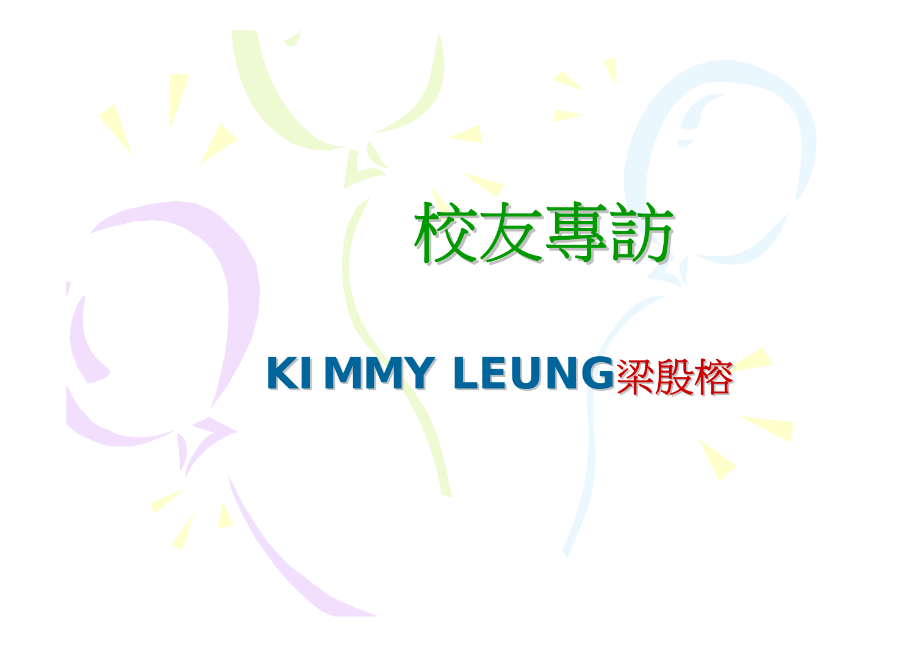# 校友專訪

## KIMMY LEUNG梁殷榕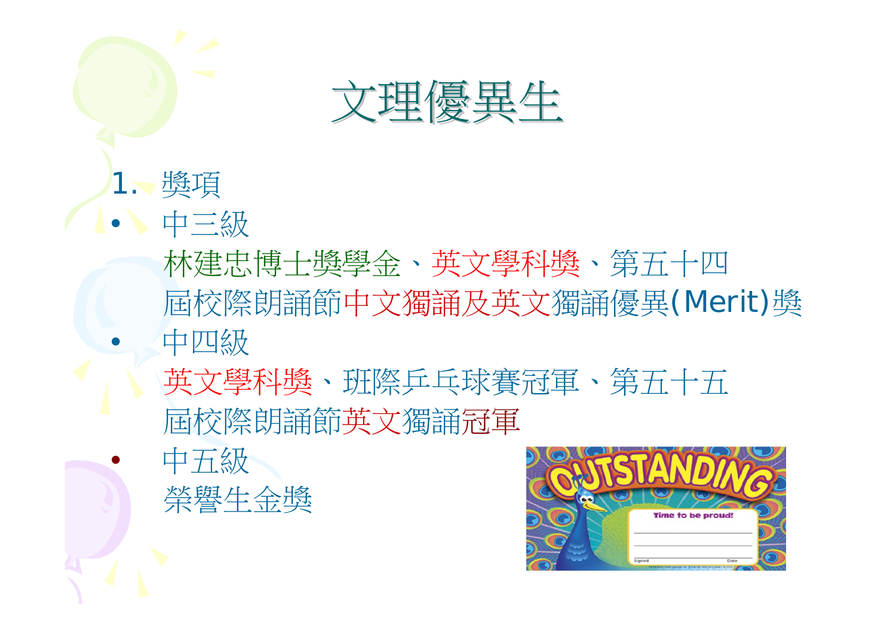# 文理優異生

1. 獎項

- 中三級

  林建忠博士獎學金、英文學科獎、第五十四屆校際朗誦節中文獨誦及英文獨誦優異(Merit)獎

- 中四級

  英文學科獎、班際乒乓球賽冠軍、第五十五屆校際朗誦節英文獨誦冠軍

- 中五級

  榮譽生金獎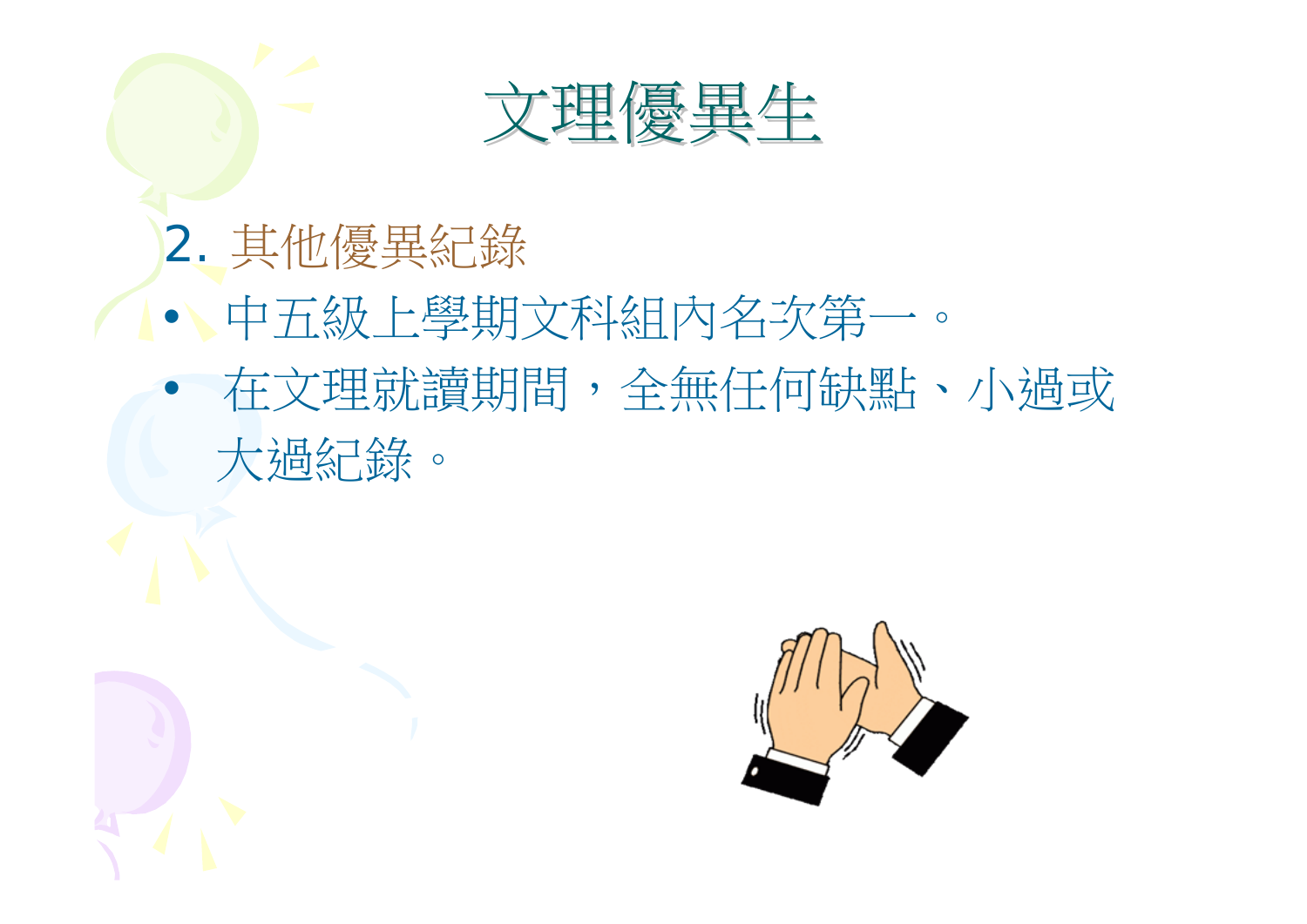# 文理優異生

## 2. 其他優異紀錄

- 中五級上學期文科組內名次第一。
- 在文理就讀期間，全無任何缺點、小過或大過紀錄。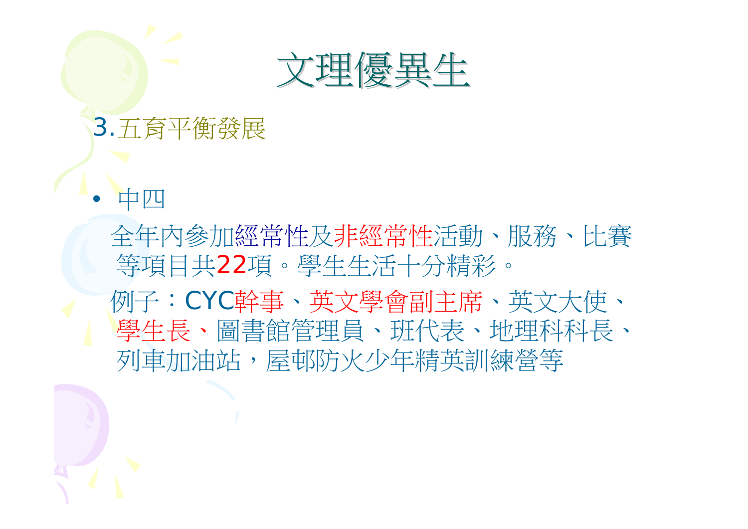# 文理優異生

3.五育平衡發展

- 中四

全年內參加經常性及非經常性活動、服務、比賽等項目共22項。學生生活十分精彩。

例子：CYC幹事、英文學會副主席、英文大使、學生長、圖書館管理員、班代表、地理科科長、列車加油站，屋邨防火少年精英訓練營等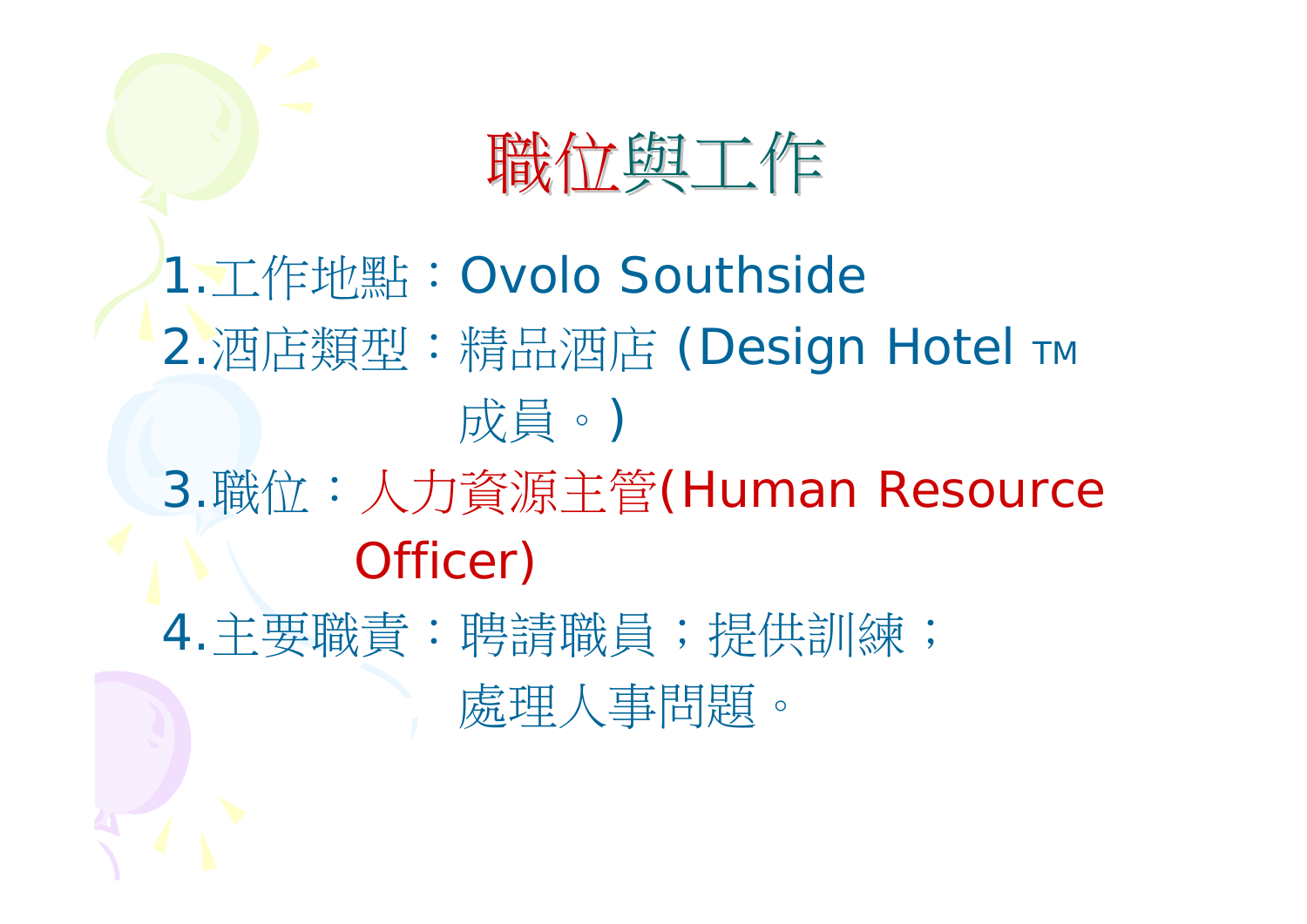# 職位與工作

1. 工作地點：Ovolo Southside
2. 酒店類型：精品酒店 (Design Hotel TM 成員。)
3. 職位：人力資源主管(Human Resource Officer)
4. 主要職責：聘請職員；提供訓練；處理人事問題。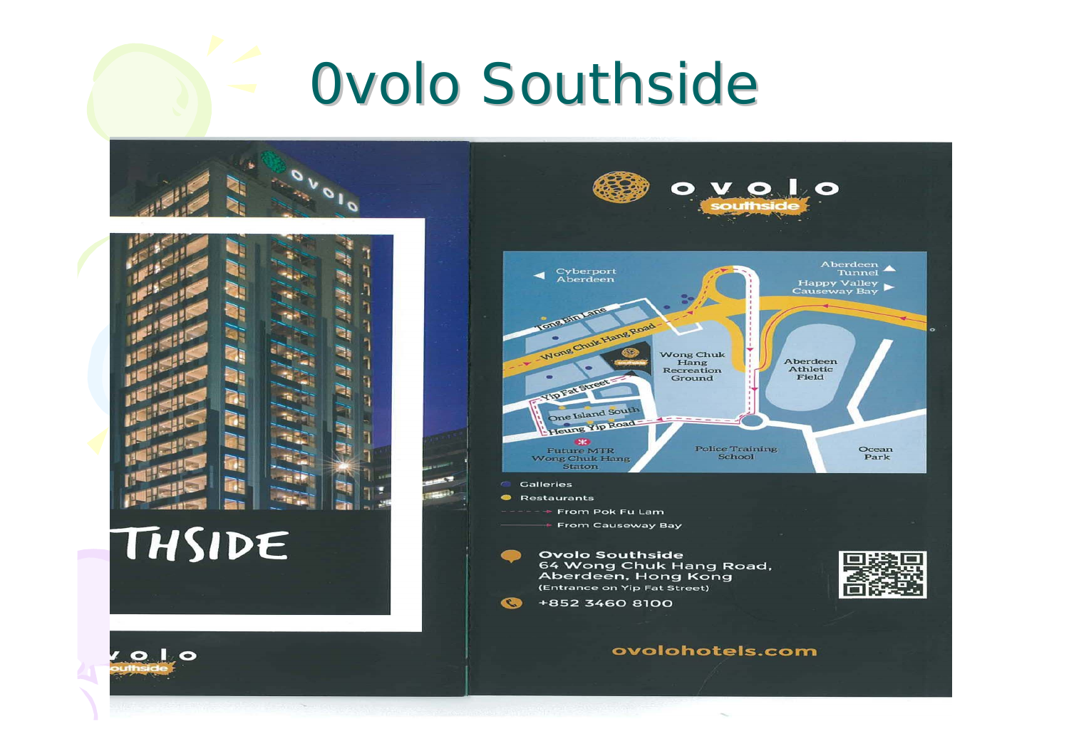# Ovolo Southside

ovolo southside

Cyberport Aberdeen

Aberdeen Tunnel

Happy Valley Causeway Bay

Tong Bin Lane

Wong Chuk Hang Road

Wong Chuk Hang Recreation Ground

Aberdeen Athletic Field

Yip Fat Street

One Island South

Heung Yip Road

Future MTR Wong Chuk Hang Station

Police Training School

Ocean Park

- Galleries
- Restaurants
- From Pok Fu Lam
- From Causeway Bay

**Ovolo Southside**
**64 Wong Chuk Hang Road, Aberdeen, Hong Kong**
(Entrance on Yip Fat Street)

+852 3460 8100

ovolohotels.com

THSIDE

ovolo southside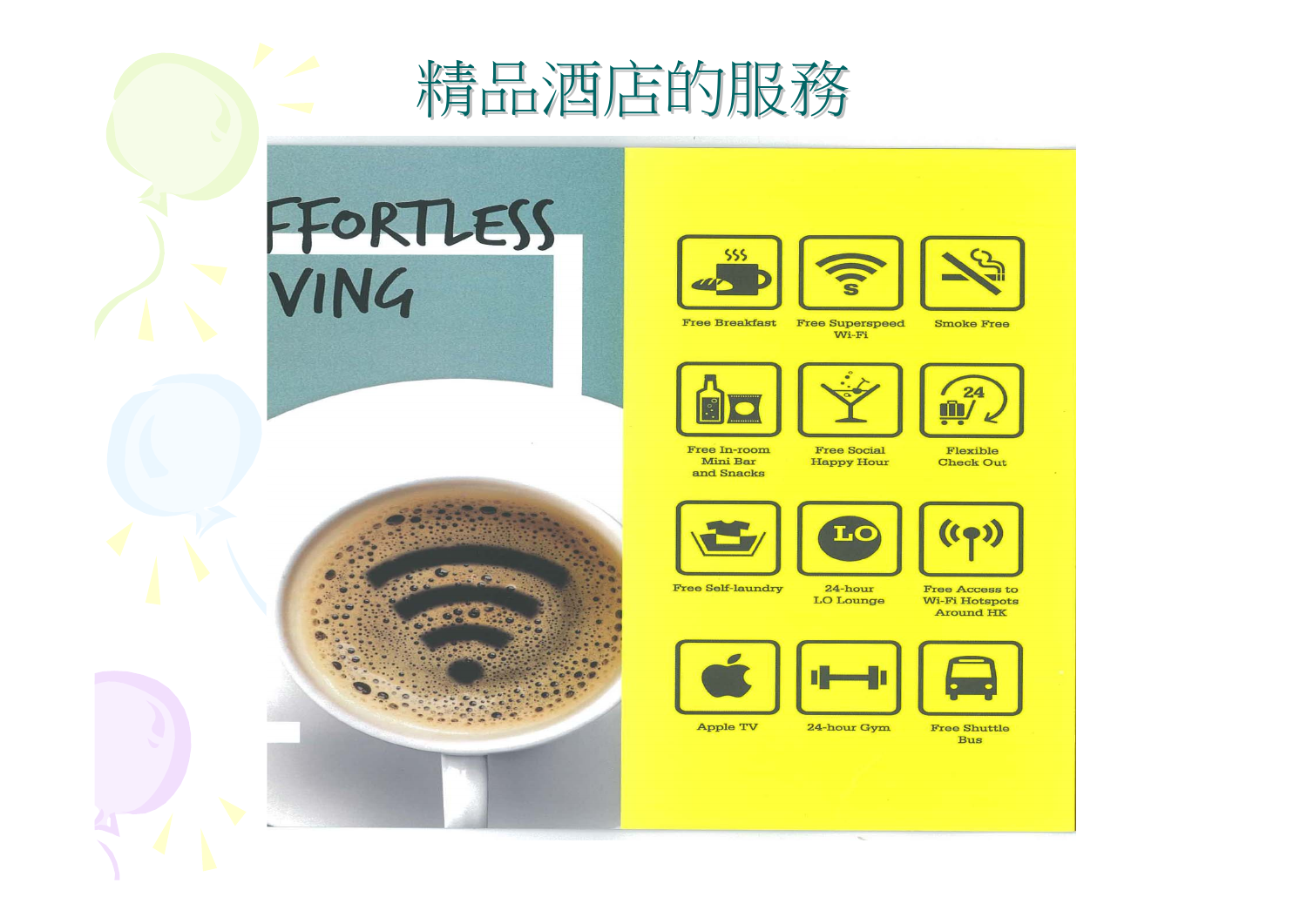# 精品酒店的服務

FFORTLESS
VING

- Free Breakfast
- Free Superspeed Wi-Fi
- Smoke Free
- Free In-room Mini Bar and Snacks
- Free Social Happy Hour
- Flexible Check Out
- Free Self-laundry
- 24-hour LO Lounge
- Free Access to Wi-Fi Hotspots Around HK
- Apple TV
- 24-hour Gym
- Free Shuttle Bus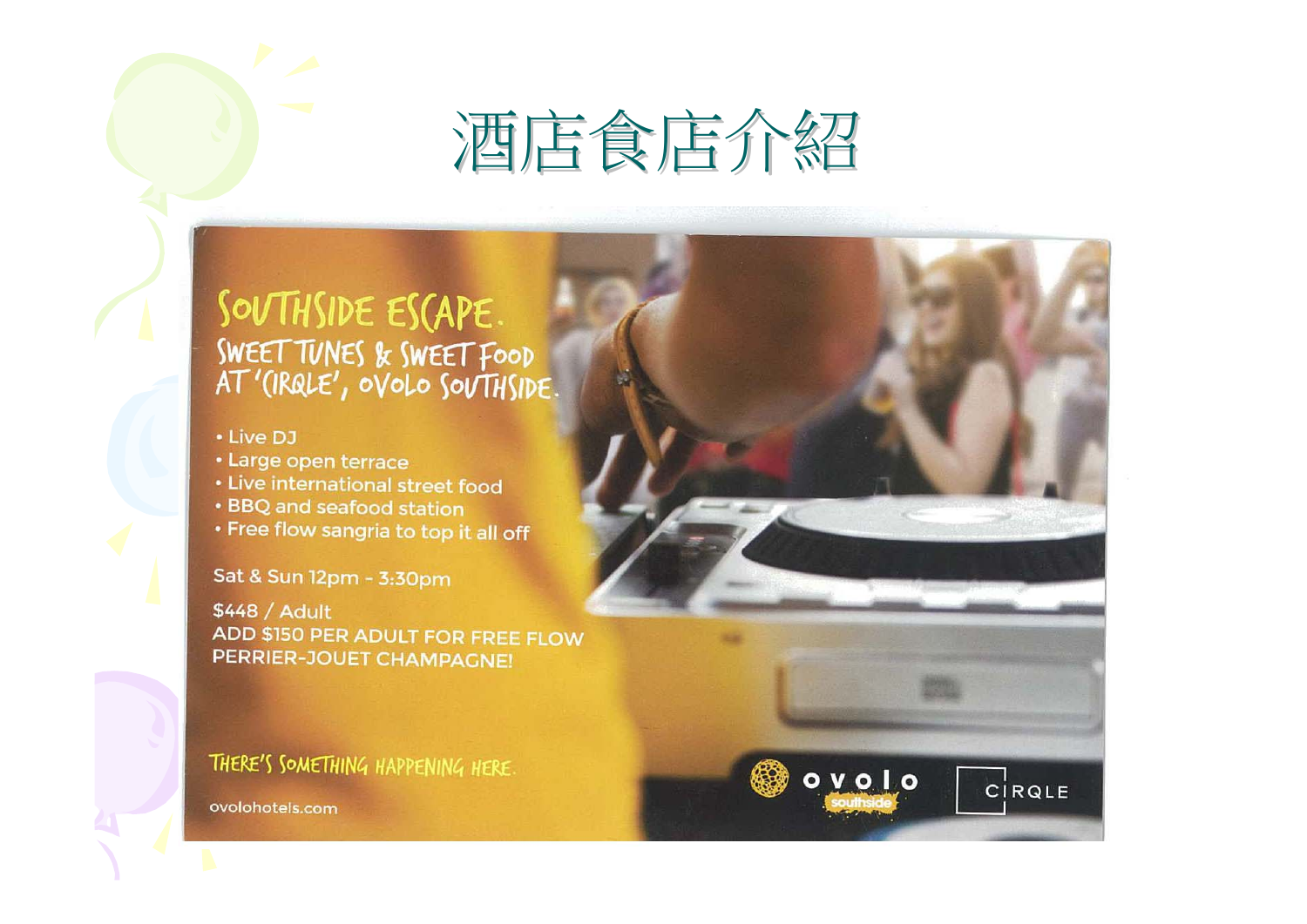# 酒店食店介紹

## SOUTHSIDE ESCAPE.

### SWEET TUNES & SWEET FOOD AT 'CIRQLE', OVOLO SOUTHSIDE.

- Live DJ
- Large open terrace
- Live international street food
- BBQ and seafood station
- Free flow sangria to top it all off

Sat & Sun 12pm - 3:30pm

$448 / Adult

ADD $150 PER ADULT FOR FREE FLOW PERRIER-JOUET CHAMPAGNE!

THERE'S SOMETHING HAPPENING HERE.

ovolohotels.com

ovolo southside

CIRQLE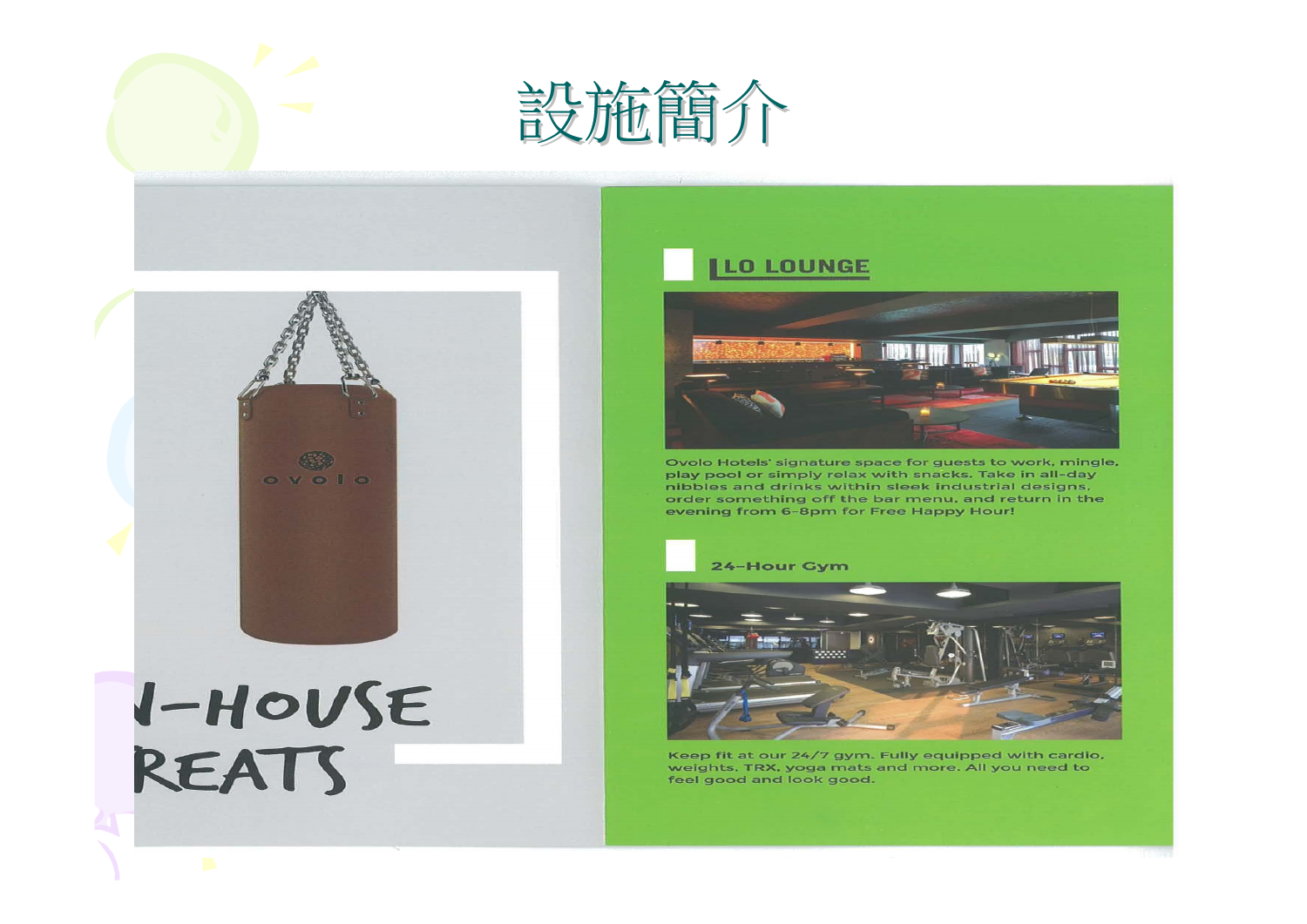# 設施簡介

N-HOUSE
REATS

## LO LOUNGE

Ovolo Hotels' signature space for guests to work, mingle, play pool or simply relax with snacks. Take in all-day nibbles and drinks within sleek industrial designs, order something off the bar menu, and return in the evening from 6-8pm for Free Happy Hour!

## 24-Hour Gym

Keep fit at our 24/7 gym. Fully equipped with cardio, weights, TRX, yoga mats and more. All you need to feel good and look good.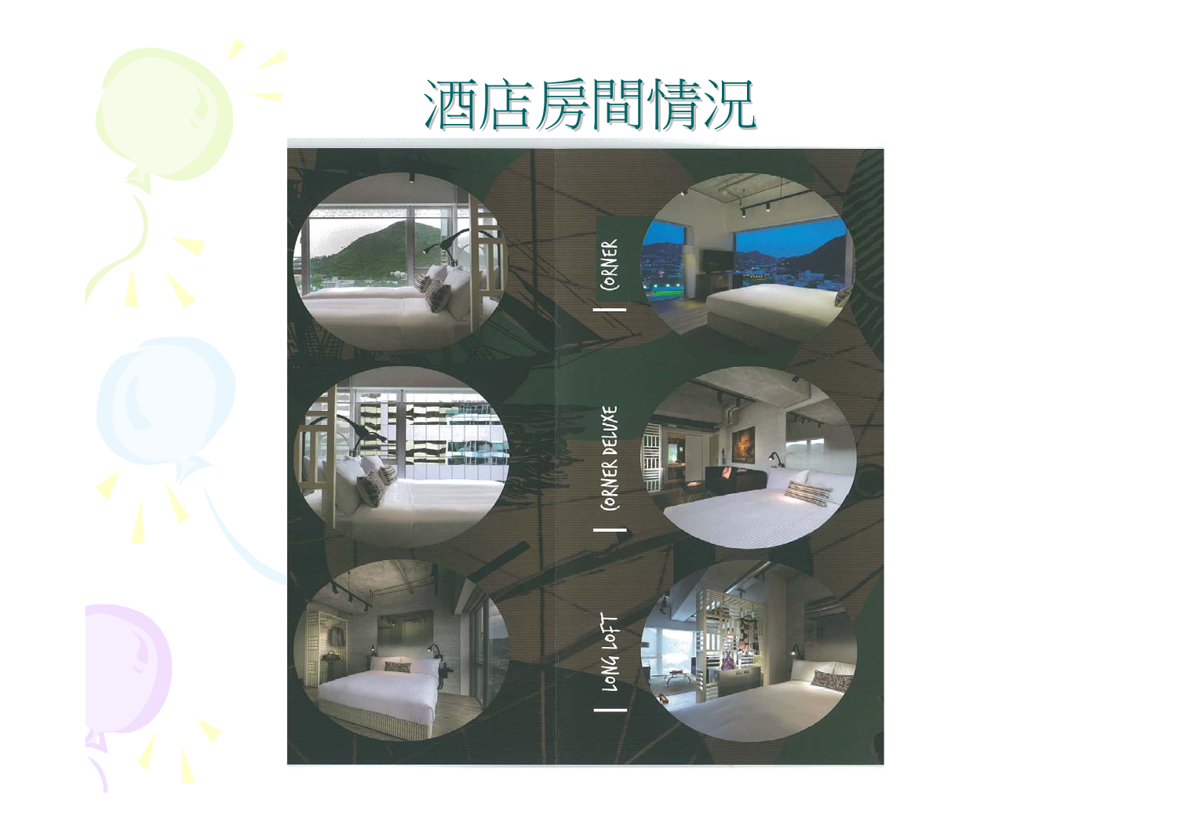# 酒店房間情況

CORNER

CORNER DELUXE

LONG LOFT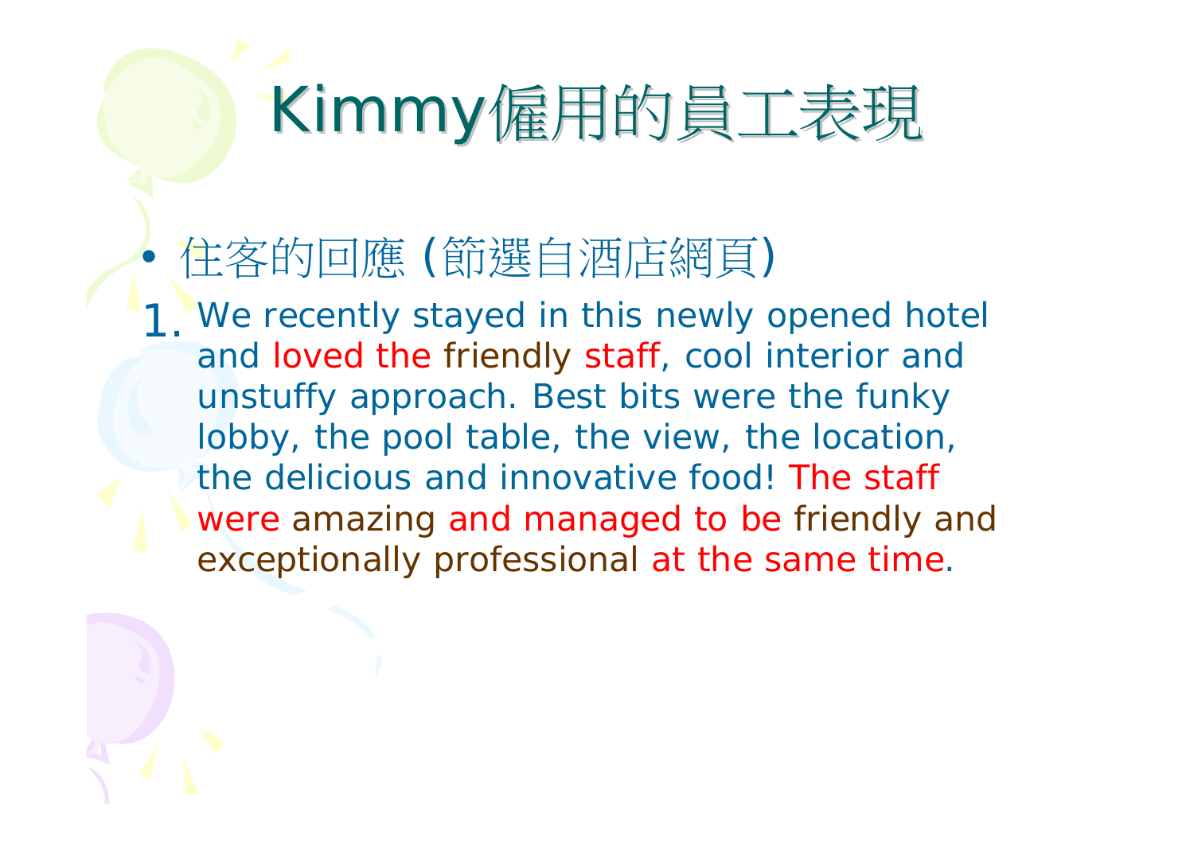# Kimmy僱用的員工表現

- 住客的回應 (節選自酒店網頁)

1. We recently stayed in this newly opened hotel and loved the friendly staff, cool interior and unstuffy approach. Best bits were the funky lobby, the pool table, the view, the location, the delicious and innovative food! The staff were amazing and managed to be friendly and exceptionally professional at the same time.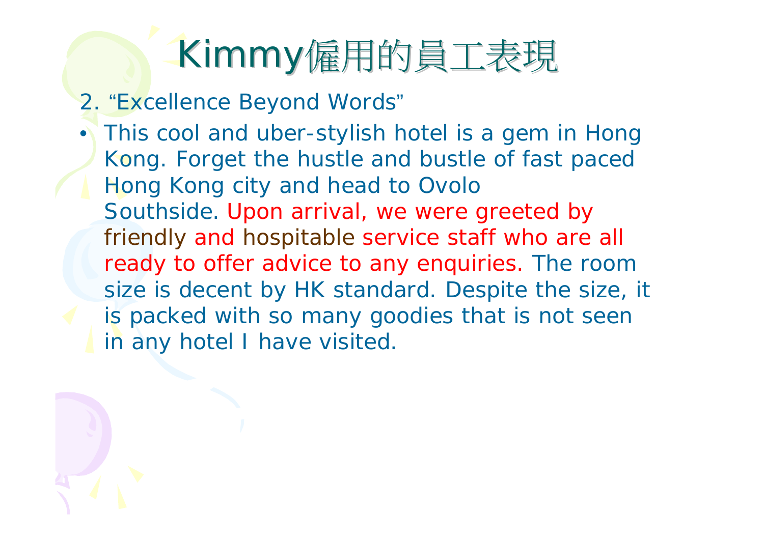# Kimmy僱用的員工表現

2. “Excellence Beyond Words”

- This cool and uber-stylish hotel is a gem in Hong Kong. Forget the hustle and bustle of fast paced Hong Kong city and head to Ovolo Southside. Upon arrival, we were greeted by friendly and hospitable service staff who are all ready to offer advice to any enquiries. The room size is decent by HK standard. Despite the size, it is packed with so many goodies that is not seen in any hotel I have visited.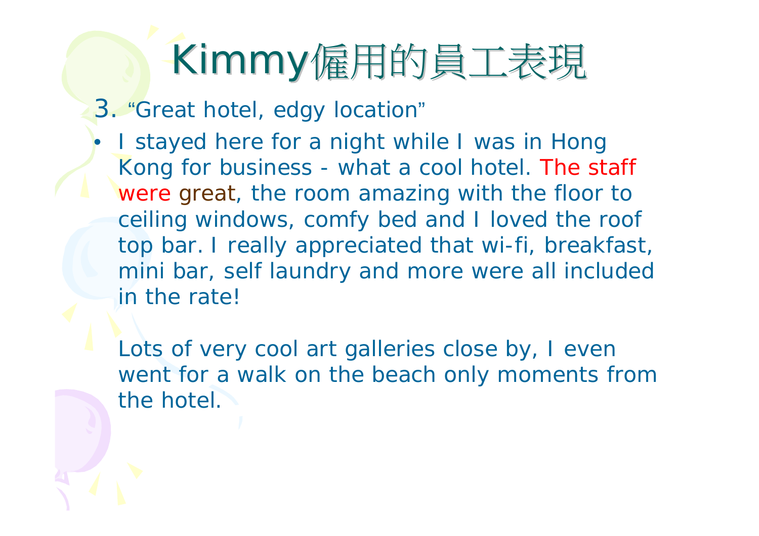# Kimmy僱用的員工表現

3. "Great hotel, edgy location"

- I stayed here for a night while I was in Hong Kong for business - what a cool hotel. The staff were great, the room amazing with the floor to ceiling windows, comfy bed and I loved the roof top bar. I really appreciated that wi-fi, breakfast, mini bar, self laundry and more were all included in the rate!

  Lots of very cool art galleries close by, I even went for a walk on the beach only moments from the hotel.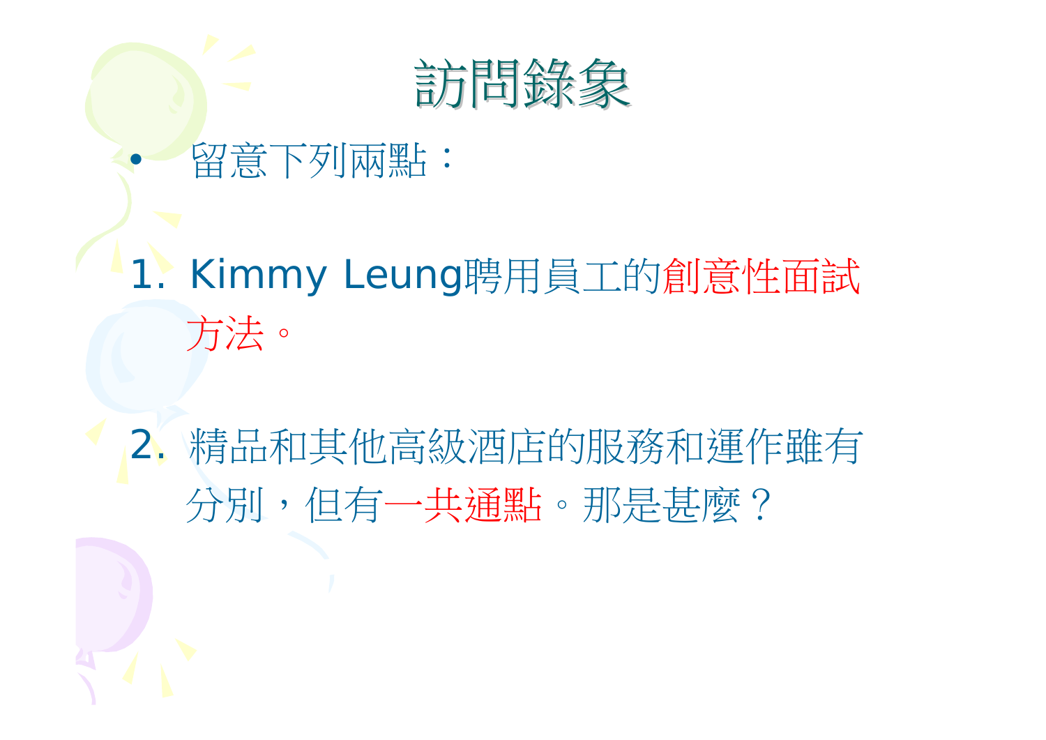# 訪問錄象

- 留意下列兩點：

1. Kimmy Leung聘用員工的創意性面試方法。

2. 精品和其他高級酒店的服務和運作雖有分別，但有一共通點。那是甚麼？